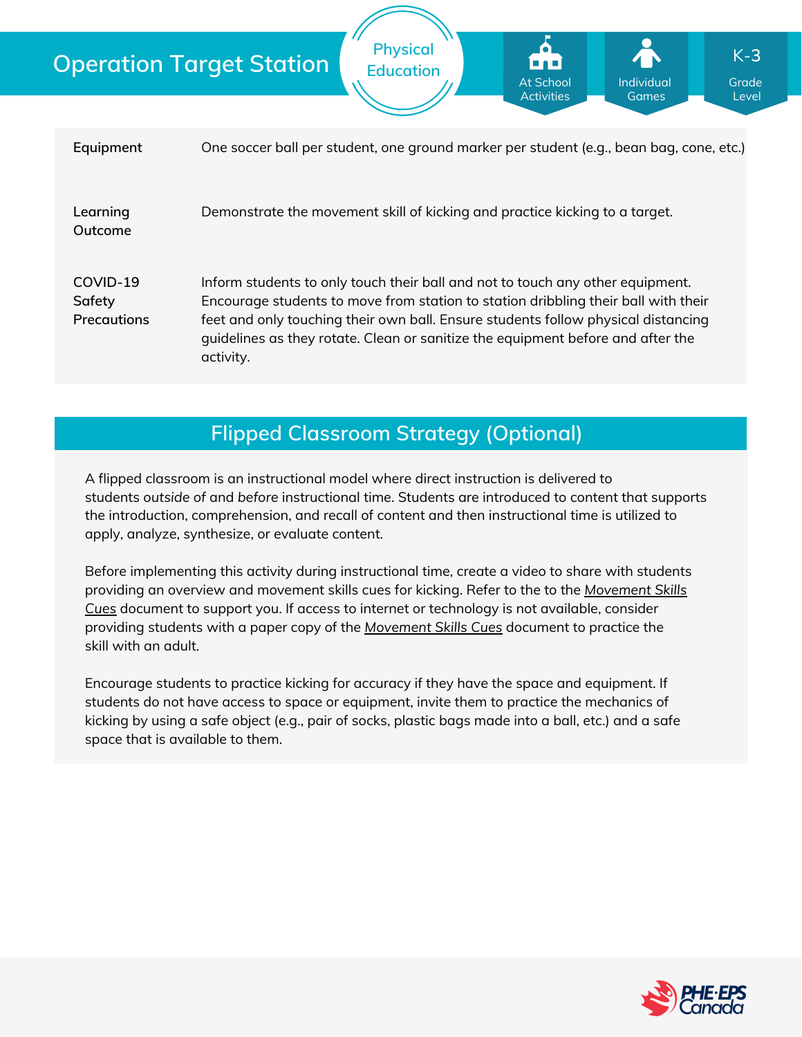# Operation Target Station

Physical Education

At School Activities

Individual Games

K-3 Grade Level

| | |
|---|---|
| **Equipment** | One soccer ball per student, one ground marker per student (e.g., bean bag, cone, etc.) |
| **Learning Outcome** | Demonstrate the movement skill of kicking and practice kicking to a target. |
| **COVID-19 Safety Precautions** | Inform students to only touch their ball and not to touch any other equipment. Encourage students to move from station to station dribbling their ball with their feet and only touching their own ball. Ensure students follow physical distancing guidelines as they rotate. Clean or sanitize the equipment before and after the activity. |

## Flipped Classroom Strategy (Optional)

A flipped classroom is an instructional model where direct instruction is delivered to students *outside* of and *before* instructional time. Students are introduced to content that supports the introduction, comprehension, and recall of content and then instructional time is utilized to apply, analyze, synthesize, or evaluate content.

Before implementing this activity during instructional time, create a video to share with students providing an overview and movement skills cues for kicking. Refer to the to the *Movement Skills Cues* document to support you. If access to internet or technology is not available, consider providing students with a paper copy of the *Movement Skills Cues* document to practice the skill with an adult.

Encourage students to practice kicking for accuracy if they have the space and equipment. If students do not have access to space or equipment, invite them to practice the mechanics of kicking by using a safe object (e.g., pair of socks, plastic bags made into a ball, etc.) and a safe space that is available to them.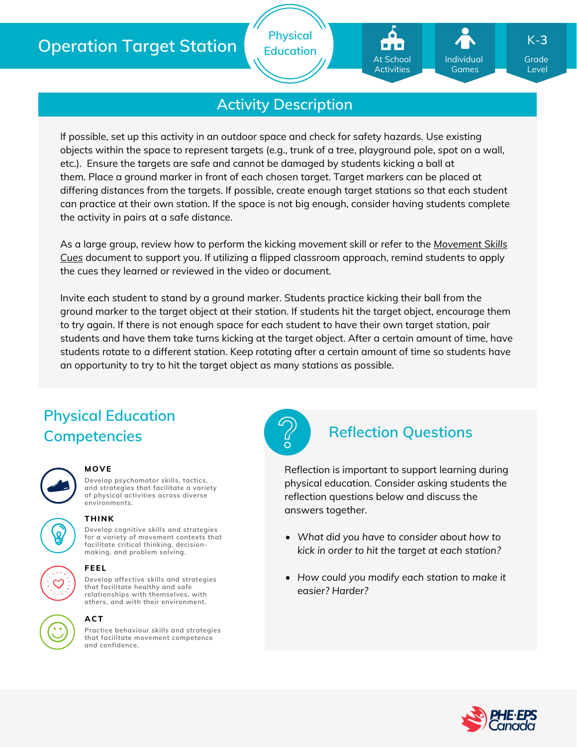# Operation Target Station

Physical Education

At School Activities | Individual Games | K-3 Grade Level

## Activity Description

If possible, set up this activity in an outdoor space and check for safety hazards. Use existing objects within the space to represent targets (e.g., trunk of a tree, playground pole, spot on a wall, etc.). Ensure the targets are safe and cannot be damaged by students kicking a ball at them. Place a ground marker in front of each chosen target. Target markers can be placed at differing distances from the targets. If possible, create enough target stations so that each student can practice at their own station. If the space is not big enough, consider having students complete the activity in pairs at a safe distance.

As a large group, review how to perform the kicking movement skill or refer to the *Movement Skills Cues* document to support you. If utilizing a flipped classroom approach, remind students to apply the cues they learned or reviewed in the video or document.

Invite each student to stand by a ground marker. Students practice kicking their ball from the ground marker to the target object at their station. If students hit the target object, encourage them to try again. If there is not enough space for each student to have their own target station, pair students and have them take turns kicking at the target object. After a certain amount of time, have students rotate to a different station. Keep rotating after a certain amount of time so students have an opportunity to try to hit the target object as many stations as possible.

## Physical Education Competencies

**MOVE**
Develop psychomotor skills, tactics, and strategies that facilitate a variety of physical activities across diverse environments.

**THINK**
Develop cognitive skills and strategies for a variety of movement contexts that facilitate critical thinking, decision-making, and problem solving.

**FEEL**
Develop affective skills and strategies that facilitate healthy and safe relationships with themselves, with others, and with their environment.

**ACT**
Practice behaviour skills and strategies that facilitate movement competence and confidence.

## Reflection Questions

Reflection is important to support learning during physical education. Consider asking students the reflection questions below and discuss the answers together.

- *What did you have to consider about how to kick in order to hit the target at each station?*
- *How could you modify each station to make it easier? Harder?*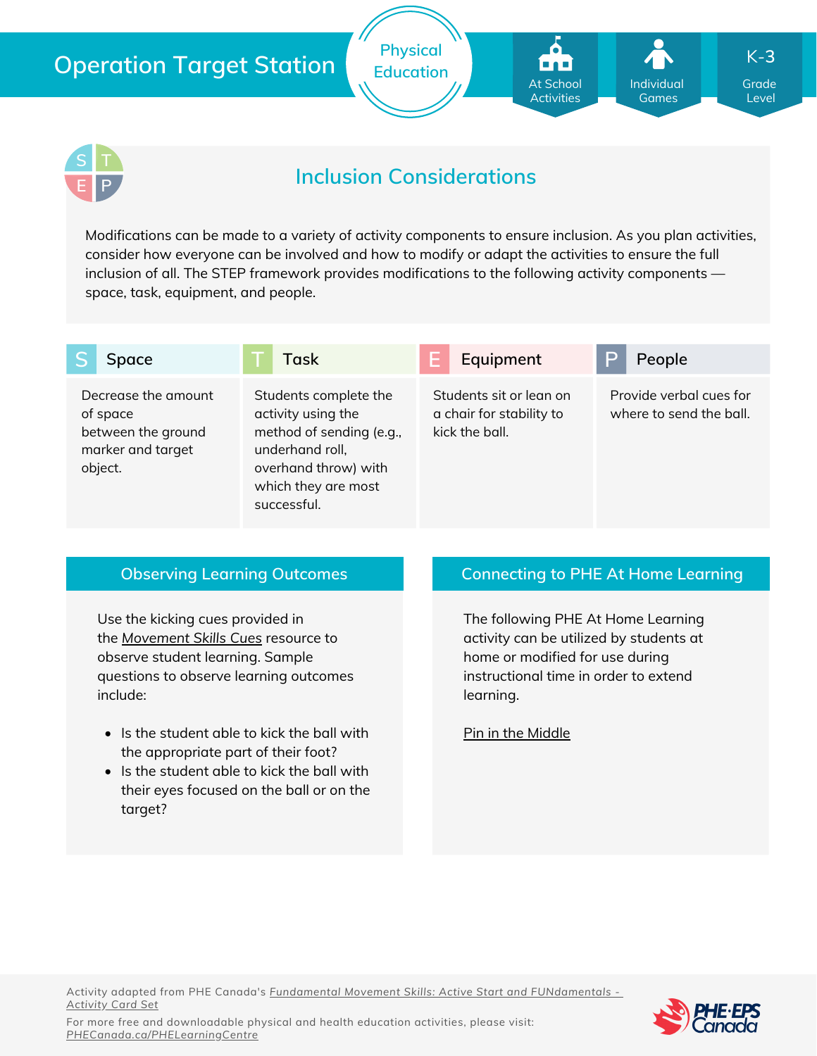# Operation Target Station

Physical Education

At School Activities | Individual Games | K-3 Grade Level

## Inclusion Considerations

Modifications can be made to a variety of activity components to ensure inclusion. As you plan activities, consider how everyone can be involved and how to modify or adapt the activities to ensure the full inclusion of all. The STEP framework provides modifications to the following activity components — space, task, equipment, and people.

| S Space | T Task | E Equipment | P People |
|---|---|---|---|
| Decrease the amount of space between the ground marker and target object. | Students complete the activity using the method of sending (e.g., underhand roll, overhand throw) with which they are most successful. | Students sit or lean on a chair for stability to kick the ball. | Provide verbal cues for where to send the ball. |

## Observing Learning Outcomes

Use the kicking cues provided in the Movement Skills Cues resource to observe student learning. Sample questions to observe learning outcomes include:

- Is the student able to kick the ball with the appropriate part of their foot?
- Is the student able to kick the ball with their eyes focused on the ball or on the target?

## Connecting to PHE At Home Learning

The following PHE At Home Learning activity can be utilized by students at home or modified for use during instructional time in order to extend learning.

Pin in the Middle

Activity adapted from PHE Canada's *Fundamental Movement Skills: Active Start and FUNdamentals - Activity Card Set*

For more free and downloadable physical and health education activities, please visit: *PHECanada.ca/PHELearningCentre*

PHE·EPS Canada